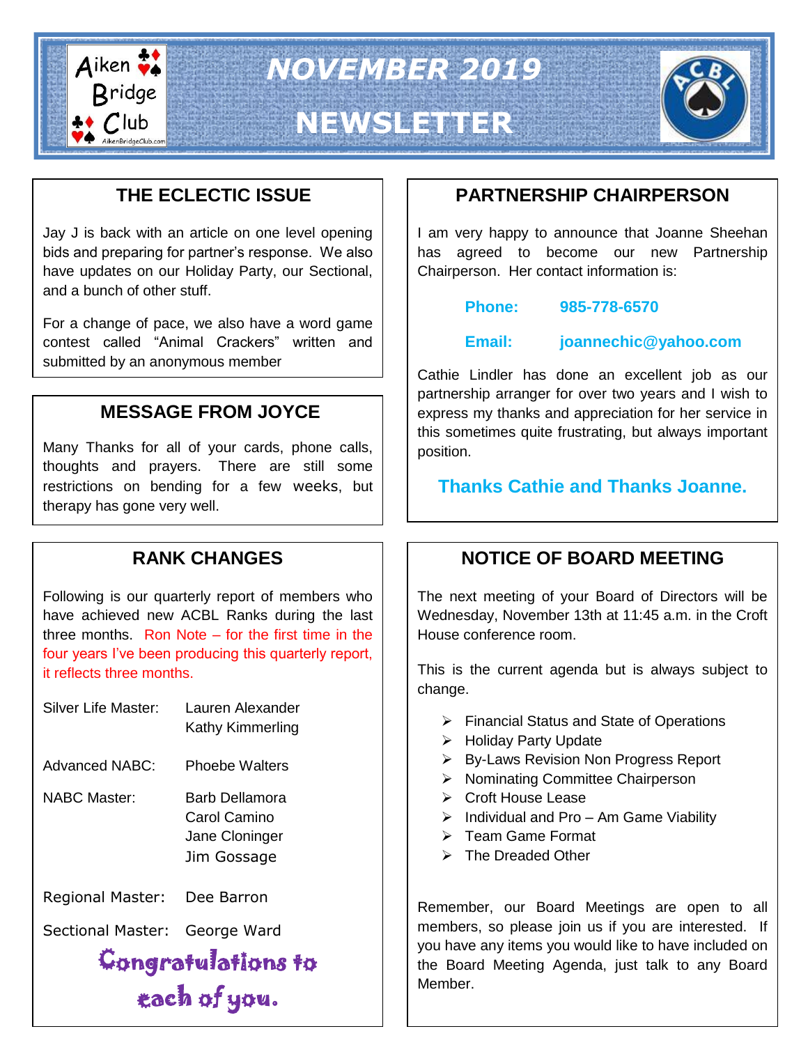# NOVEMBER 2019 NEWSLETTER

Aiken Bridge Club

## THE ECLECTIC ISSUE

Jay J is back with an article on one level opening bids and preparing for partner's response. We also have updates on our Holiday Party, our Sectional, and a bunch of other stuff.

For a change of pace, we also have a word game contest called "Animal Crackers" written and submitted by an anonymous member

## MESSAGE FROM JOYCE

Many Thanks for all of your cards, phone calls, thoughts and prayers. There are still some restrictions on bending for a few weeks, but therapy has gone very well.

## RANK CHANGES

Following is our quarterly report of members who have achieved new ACBL Ranks during the last three months. Ron Note – for the first time in the four years I've been producing this quarterly report, it reflects three months.

| | |
|---|---|
| Silver Life Master: | Lauren Alexander<br>Kathy Kimmerling |
| Advanced NABC: | Phoebe Walters |
| NABC Master: | Barb Dellamora<br>Carol Camino<br>Jane Cloninger<br>Jim Gossage |
| Regional Master: | Dee Barron |
| Sectional Master: | George Ward |

Congratulations to each of you.

## PARTNERSHIP CHAIRPERSON

I am very happy to announce that Joanne Sheehan has agreed to become our new Partnership Chairperson. Her contact information is:

**Phone:** 985-778-6570

**Email:** joannechic@yahoo.com

Cathie Lindler has done an excellent job as our partnership arranger for over two years and I wish to express my thanks and appreciation for her service in this sometimes quite frustrating, but always important position.

**Thanks Cathie and Thanks Joanne.**

## NOTICE OF BOARD MEETING

The next meeting of your Board of Directors will be Wednesday, November 13th at 11:45 a.m. in the Croft House conference room.

This is the current agenda but is always subject to change.

- Financial Status and State of Operations
- Holiday Party Update
- By-Laws Revision Non Progress Report
- Nominating Committee Chairperson
- Croft House Lease
- Individual and Pro – Am Game Viability
- Team Game Format
- The Dreaded Other

Remember, our Board Meetings are open to all members, so please join us if you are interested. If you have any items you would like to have included on the Board Meeting Agenda, just talk to any Board Member.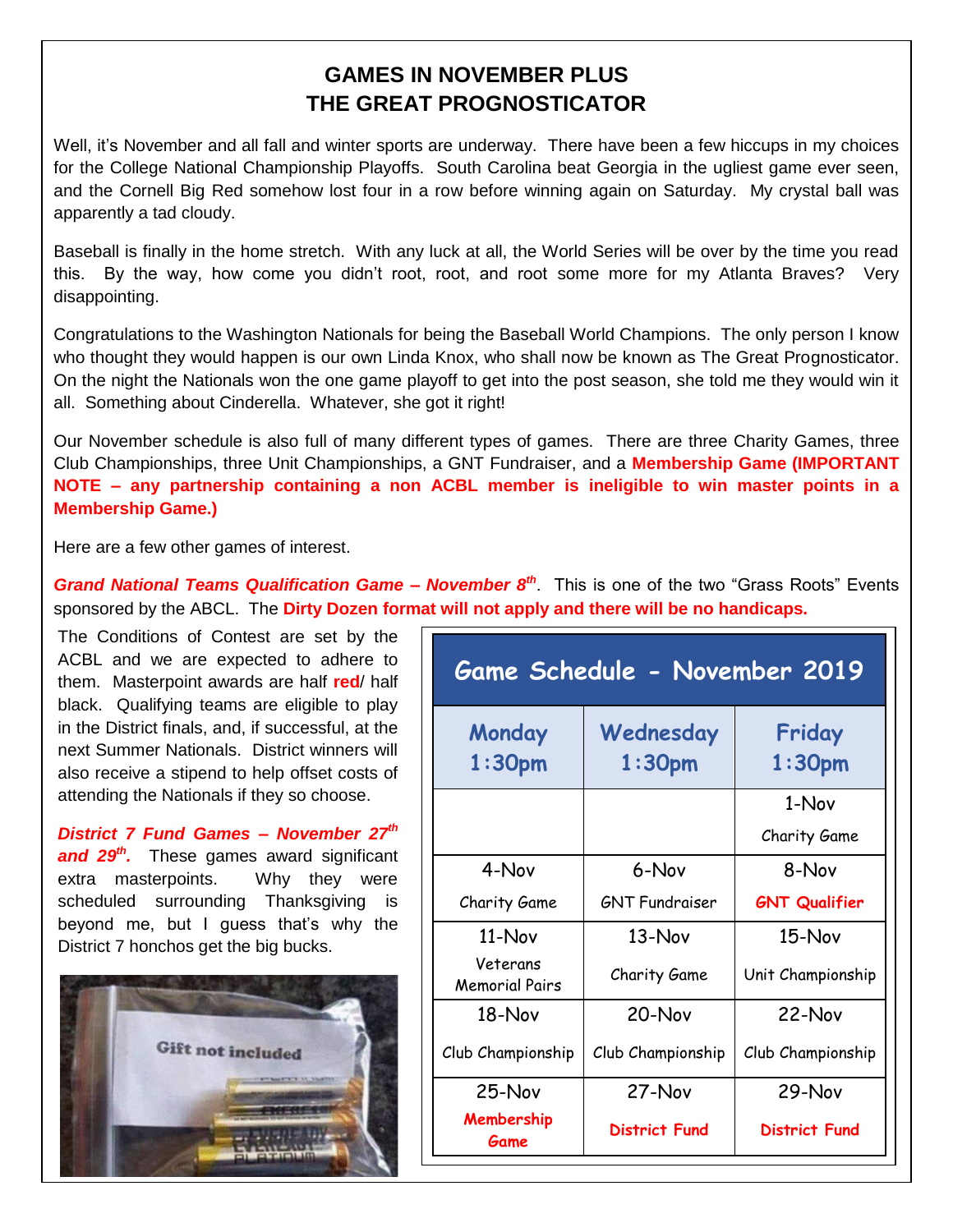# GAMES IN NOVEMBER PLUS THE GREAT PROGNOSTICATOR

Well, it's November and all fall and winter sports are underway. There have been a few hiccups in my choices for the College National Championship Playoffs. South Carolina beat Georgia in the ugliest game ever seen, and the Cornell Big Red somehow lost four in a row before winning again on Saturday. My crystal ball was apparently a tad cloudy.

Baseball is finally in the home stretch. With any luck at all, the World Series will be over by the time you read this. By the way, how come you didn't root, root, and root some more for my Atlanta Braves? Very disappointing.

Congratulations to the Washington Nationals for being the Baseball World Champions. The only person I know who thought they would happen is our own Linda Knox, who shall now be known as The Great Prognosticator. On the night the Nationals won the one game playoff to get into the post season, she told me they would win it all. Something about Cinderella. Whatever, she got it right!

Our November schedule is also full of many different types of games. There are three Charity Games, three Club Championships, three Unit Championships, a GNT Fundraiser, and a **Membership Game (IMPORTANT NOTE – any partnership containing a non ACBL member is ineligible to win master points in a Membership Game.)**

Here are a few other games of interest.

***Grand National Teams Qualification Game – November 8th***. This is one of the two "Grass Roots" Events sponsored by the ABCL. The **Dirty Dozen format will not apply and there will be no handicaps.**

The Conditions of Contest are set by the ACBL and we are expected to adhere to them. Masterpoint awards are half **red**/ half black. Qualifying teams are eligible to play in the District finals, and, if successful, at the next Summer Nationals. District winners will also receive a stipend to help offset costs of attending the Nationals if they so choose.

***District 7 Fund Games – November 27th and 29th.*** These games award significant extra masterpoints. Why they were scheduled surrounding Thanksgiving is beyond me, but I guess that's why the District 7 honchos get the big bucks.

**Game Schedule - November 2019**

| Monday 1:30pm | Wednesday 1:30pm | Friday 1:30pm |
|---|---|---|
| | | 1-Nov Charity Game |
| 4-Nov Charity Game | 6-Nov GNT Fundraiser | 8-Nov **GNT Qualifier** |
| 11-Nov Veterans Memorial Pairs | 13-Nov Charity Game | 15-Nov Unit Championship |
| 18-Nov Club Championship | 20-Nov Club Championship | 22-Nov Club Championship |
| 25-Nov **Membership Game** | 27-Nov **District Fund** | 29-Nov **District Fund** |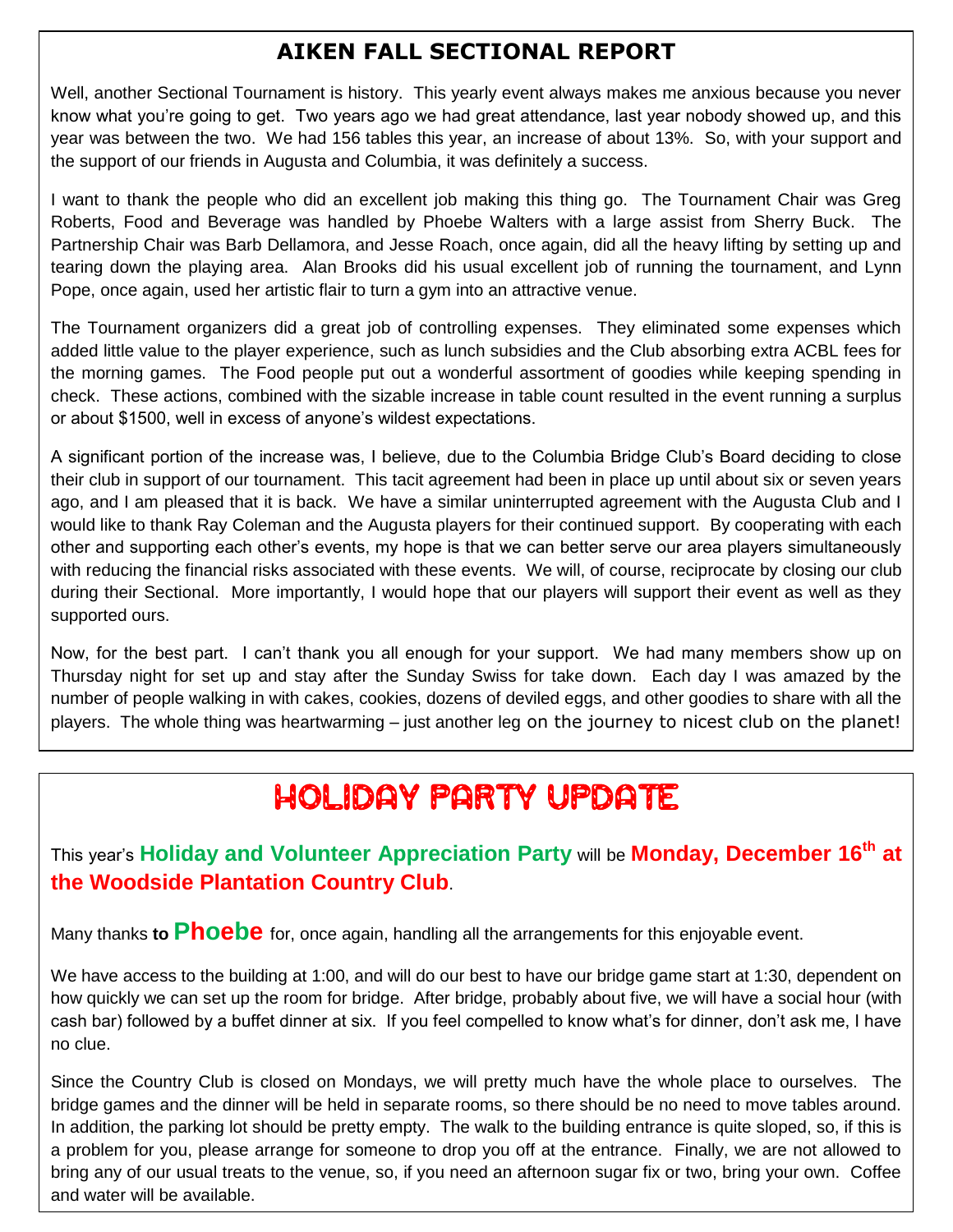## AIKEN FALL SECTIONAL REPORT

Well, another Sectional Tournament is history. This yearly event always makes me anxious because you never know what you're going to get. Two years ago we had great attendance, last year nobody showed up, and this year was between the two. We had 156 tables this year, an increase of about 13%. So, with your support and the support of our friends in Augusta and Columbia, it was definitely a success.

I want to thank the people who did an excellent job making this thing go. The Tournament Chair was Greg Roberts, Food and Beverage was handled by Phoebe Walters with a large assist from Sherry Buck. The Partnership Chair was Barb Dellamora, and Jesse Roach, once again, did all the heavy lifting by setting up and tearing down the playing area. Alan Brooks did his usual excellent job of running the tournament, and Lynn Pope, once again, used her artistic flair to turn a gym into an attractive venue.

The Tournament organizers did a great job of controlling expenses. They eliminated some expenses which added little value to the player experience, such as lunch subsidies and the Club absorbing extra ACBL fees for the morning games. The Food people put out a wonderful assortment of goodies while keeping spending in check. These actions, combined with the sizable increase in table count resulted in the event running a surplus or about $1500, well in excess of anyone's wildest expectations.

A significant portion of the increase was, I believe, due to the Columbia Bridge Club's Board deciding to close their club in support of our tournament. This tacit agreement had been in place up until about six or seven years ago, and I am pleased that it is back. We have a similar uninterrupted agreement with the Augusta Club and I would like to thank Ray Coleman and the Augusta players for their continued support. By cooperating with each other and supporting each other's events, my hope is that we can better serve our area players simultaneously with reducing the financial risks associated with these events. We will, of course, reciprocate by closing our club during their Sectional. More importantly, I would hope that our players will support their event as well as they supported ours.

Now, for the best part. I can't thank you all enough for your support. We had many members show up on Thursday night for set up and stay after the Sunday Swiss for take down. Each day I was amazed by the number of people walking in with cakes, cookies, dozens of deviled eggs, and other goodies to share with all the players. The whole thing was heartwarming – just another leg on the journey to nicest club on the planet!

## HOLIDAY PARTY UPDATE

This year's **Holiday and Volunteer Appreciation Party** will be **Monday, December 16th at the Woodside Plantation Country Club**.

Many thanks **to Phoebe** for, once again, handling all the arrangements for this enjoyable event.

We have access to the building at 1:00, and will do our best to have our bridge game start at 1:30, dependent on how quickly we can set up the room for bridge. After bridge, probably about five, we will have a social hour (with cash bar) followed by a buffet dinner at six. If you feel compelled to know what's for dinner, don't ask me, I have no clue.

Since the Country Club is closed on Mondays, we will pretty much have the whole place to ourselves. The bridge games and the dinner will be held in separate rooms, so there should be no need to move tables around. In addition, the parking lot should be pretty empty. The walk to the building entrance is quite sloped, so, if this is a problem for you, please arrange for someone to drop you off at the entrance. Finally, we are not allowed to bring any of our usual treats to the venue, so, if you need an afternoon sugar fix or two, bring your own. Coffee and water will be available.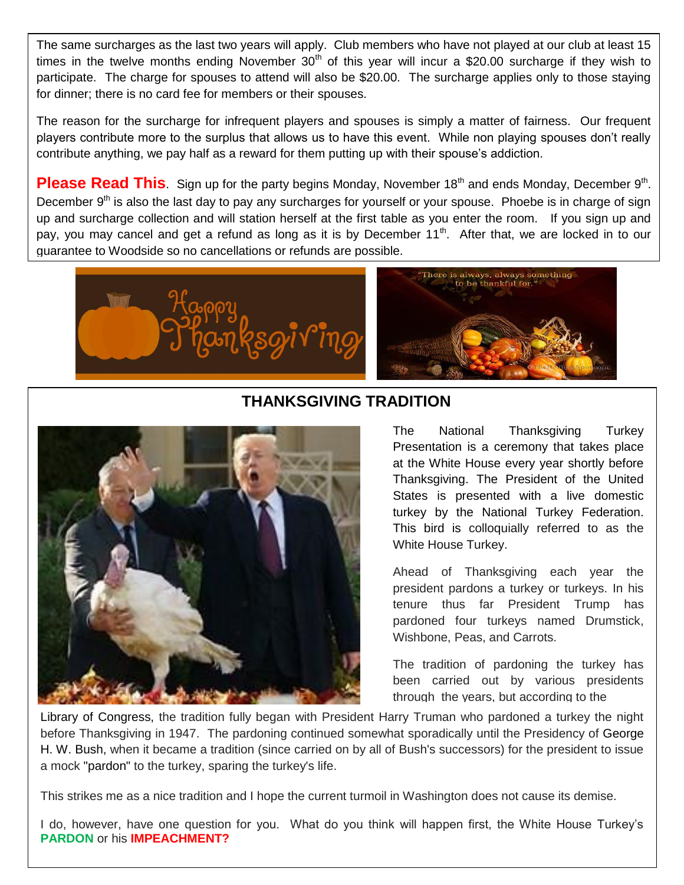The same surcharges as the last two years will apply. Club members who have not played at our club at least 15 times in the twelve months ending November 30th of this year will incur a $20.00 surcharge if they wish to participate. The charge for spouses to attend will also be $20.00. The surcharge applies only to those staying for dinner; there is no card fee for members or their spouses.

The reason for the surcharge for infrequent players and spouses is simply a matter of fairness. Our frequent players contribute more to the surplus that allows us to have this event. While non playing spouses don't really contribute anything, we pay half as a reward for them putting up with their spouse's addiction.

**Please Read This**. Sign up for the party begins Monday, November 18th and ends Monday, December 9th. December 9th is also the last day to pay any surcharges for yourself or your spouse. Phoebe is in charge of sign up and surcharge collection and will station herself at the first table as you enter the room. If you sign up and pay, you may cancel and get a refund as long as it is by December 11th. After that, we are locked in to our guarantee to Woodside so no cancellations or refunds are possible.

## THANKSGIVING TRADITION

The National Thanksgiving Turkey Presentation is a ceremony that takes place at the White House every year shortly before Thanksgiving. The President of the United States is presented with a live domestic turkey by the National Turkey Federation. This bird is colloquially referred to as the White House Turkey.

Ahead of Thanksgiving each year the president pardons a turkey or turkeys. In his tenure thus far President Trump has pardoned four turkeys named Drumstick, Wishbone, Peas, and Carrots.

The tradition of pardoning the turkey has been carried out by various presidents through the years, but according to the Library of Congress, the tradition fully began with President Harry Truman who pardoned a turkey the night before Thanksgiving in 1947. The pardoning continued somewhat sporadically until the Presidency of George H. W. Bush, when it became a tradition (since carried on by all of Bush's successors) for the president to issue a mock "pardon" to the turkey, sparing the turkey's life.

This strikes me as a nice tradition and I hope the current turmoil in Washington does not cause its demise.

I do, however, have one question for you. What do you think will happen first, the White House Turkey's **PARDON** or his **IMPEACHMENT?**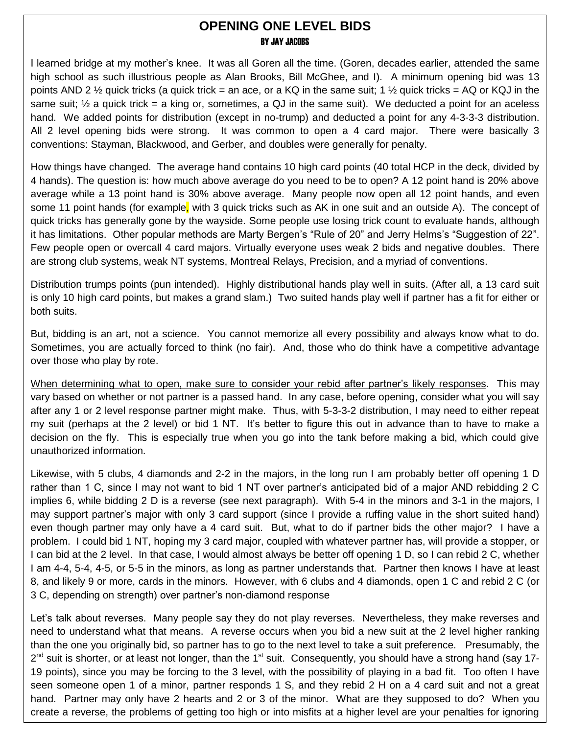# OPENING ONE LEVEL BIDS

### BY JAY JACOBS

I learned bridge at my mother's knee. It was all Goren all the time. (Goren, decades earlier, attended the same high school as such illustrious people as Alan Brooks, Bill McGhee, and I). A minimum opening bid was 13 points AND 2 ½ quick tricks (a quick trick = an ace, or a KQ in the same suit; 1 ½ quick tricks = AQ or KQJ in the same suit; ½ a quick trick = a king or, sometimes, a QJ in the same suit). We deducted a point for an aceless hand. We added points for distribution (except in no-trump) and deducted a point for any 4-3-3-3 distribution. All 2 level opening bids were strong. It was common to open a 4 card major. There were basically 3 conventions: Stayman, Blackwood, and Gerber, and doubles were generally for penalty.

How things have changed. The average hand contains 10 high card points (40 total HCP in the deck, divided by 4 hands). The question is: how much above average do you need to be to open? A 12 point hand is 20% above average while a 13 point hand is 30% above average. Many people now open all 12 point hands, and even some 11 point hands (for example, with 3 quick tricks such as AK in one suit and an outside A). The concept of quick tricks has generally gone by the wayside. Some people use losing trick count to evaluate hands, although it has limitations. Other popular methods are Marty Bergen's "Rule of 20" and Jerry Helms's "Suggestion of 22". Few people open or overcall 4 card majors. Virtually everyone uses weak 2 bids and negative doubles. There are strong club systems, weak NT systems, Montreal Relays, Precision, and a myriad of conventions.

Distribution trumps points (pun intended). Highly distributional hands play well in suits. (After all, a 13 card suit is only 10 high card points, but makes a grand slam.) Two suited hands play well if partner has a fit for either or both suits.

But, bidding is an art, not a science. You cannot memorize all every possibility and always know what to do. Sometimes, you are actually forced to think (no fair). And, those who do think have a competitive advantage over those who play by rote.

<u>When determining what to open, make sure to consider your rebid after partner's likely responses</u>. This may vary based on whether or not partner is a passed hand. In any case, before opening, consider what you will say after any 1 or 2 level response partner might make. Thus, with 5-3-3-2 distribution, I may need to either repeat my suit (perhaps at the 2 level) or bid 1 NT. It's better to figure this out in advance than to have to make a decision on the fly. This is especially true when you go into the tank before making a bid, which could give unauthorized information.

Likewise, with 5 clubs, 4 diamonds and 2-2 in the majors, in the long run I am probably better off opening 1 D rather than 1 C, since I may not want to bid 1 NT over partner's anticipated bid of a major AND rebidding 2 C implies 6, while bidding 2 D is a reverse (see next paragraph). With 5-4 in the minors and 3-1 in the majors, I may support partner's major with only 3 card support (since I provide a ruffing value in the short suited hand) even though partner may only have a 4 card suit. But, what to do if partner bids the other major? I have a problem. I could bid 1 NT, hoping my 3 card major, coupled with whatever partner has, will provide a stopper, or I can bid at the 2 level. In that case, I would almost always be better off opening 1 D, so I can rebid 2 C, whether I am 4-4, 5-4, 4-5, or 5-5 in the minors, as long as partner understands that. Partner then knows I have at least 8, and likely 9 or more, cards in the minors. However, with 6 clubs and 4 diamonds, open 1 C and rebid 2 C (or 3 C, depending on strength) over partner's non-diamond response

Let's talk about reverses. Many people say they do not play reverses. Nevertheless, they make reverses and need to understand what that means. A reverse occurs when you bid a new suit at the 2 level higher ranking than the one you originally bid, so partner has to go to the next level to take a suit preference. Presumably, the 2nd suit is shorter, or at least not longer, than the 1st suit. Consequently, you should have a strong hand (say 17-19 points), since you may be forcing to the 3 level, with the possibility of playing in a bad fit. Too often I have seen someone open 1 of a minor, partner responds 1 S, and they rebid 2 H on a 4 card suit and not a great hand. Partner may only have 2 hearts and 2 or 3 of the minor. What are they supposed to do? When you create a reverse, the problems of getting too high or into misfits at a higher level are your penalties for ignoring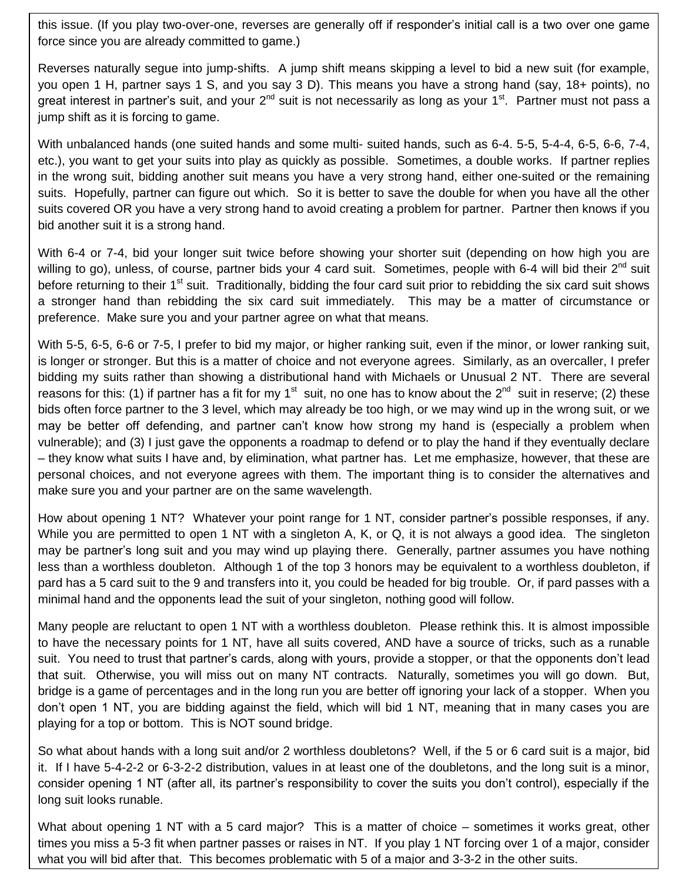this issue. (If you play two-over-one, reverses are generally off if responder's initial call is a two over one game force since you are already committed to game.)

Reverses naturally segue into jump-shifts. A jump shift means skipping a level to bid a new suit (for example, you open 1 H, partner says 1 S, and you say 3 D). This means you have a strong hand (say, 18+ points), no great interest in partner's suit, and your 2nd suit is not necessarily as long as your 1st. Partner must not pass a jump shift as it is forcing to game.

With unbalanced hands (one suited hands and some multi- suited hands, such as 6-4. 5-5, 5-4-4, 6-5, 6-6, 7-4, etc.), you want to get your suits into play as quickly as possible. Sometimes, a double works. If partner replies in the wrong suit, bidding another suit means you have a very strong hand, either one-suited or the remaining suits. Hopefully, partner can figure out which. So it is better to save the double for when you have all the other suits covered OR you have a very strong hand to avoid creating a problem for partner. Partner then knows if you bid another suit it is a strong hand.

With 6-4 or 7-4, bid your longer suit twice before showing your shorter suit (depending on how high you are willing to go), unless, of course, partner bids your 4 card suit. Sometimes, people with 6-4 will bid their 2nd suit before returning to their 1st suit. Traditionally, bidding the four card suit prior to rebidding the six card suit shows a stronger hand than rebidding the six card suit immediately. This may be a matter of circumstance or preference. Make sure you and your partner agree on what that means.

With 5-5, 6-5, 6-6 or 7-5, I prefer to bid my major, or higher ranking suit, even if the minor, or lower ranking suit, is longer or stronger. But this is a matter of choice and not everyone agrees. Similarly, as an overcaller, I prefer bidding my suits rather than showing a distributional hand with Michaels or Unusual 2 NT. There are several reasons for this: (1) if partner has a fit for my 1st suit, no one has to know about the 2nd suit in reserve; (2) these bids often force partner to the 3 level, which may already be too high, or we may wind up in the wrong suit, or we may be better off defending, and partner can't know how strong my hand is (especially a problem when vulnerable); and (3) I just gave the opponents a roadmap to defend or to play the hand if they eventually declare – they know what suits I have and, by elimination, what partner has. Let me emphasize, however, that these are personal choices, and not everyone agrees with them. The important thing is to consider the alternatives and make sure you and your partner are on the same wavelength.

How about opening 1 NT? Whatever your point range for 1 NT, consider partner's possible responses, if any. While you are permitted to open 1 NT with a singleton A, K, or Q, it is not always a good idea. The singleton may be partner's long suit and you may wind up playing there. Generally, partner assumes you have nothing less than a worthless doubleton. Although 1 of the top 3 honors may be equivalent to a worthless doubleton, if pard has a 5 card suit to the 9 and transfers into it, you could be headed for big trouble. Or, if pard passes with a minimal hand and the opponents lead the suit of your singleton, nothing good will follow.

Many people are reluctant to open 1 NT with a worthless doubleton. Please rethink this. It is almost impossible to have the necessary points for 1 NT, have all suits covered, AND have a source of tricks, such as a runable suit. You need to trust that partner's cards, along with yours, provide a stopper, or that the opponents don't lead that suit. Otherwise, you will miss out on many NT contracts. Naturally, sometimes you will go down. But, bridge is a game of percentages and in the long run you are better off ignoring your lack of a stopper. When you don't open 1 NT, you are bidding against the field, which will bid 1 NT, meaning that in many cases you are playing for a top or bottom. This is NOT sound bridge.

So what about hands with a long suit and/or 2 worthless doubletons? Well, if the 5 or 6 card suit is a major, bid it. If I have 5-4-2-2 or 6-3-2-2 distribution, values in at least one of the doubletons, and the long suit is a minor, consider opening 1 NT (after all, its partner's responsibility to cover the suits you don't control), especially if the long suit looks runable.

What about opening 1 NT with a 5 card major? This is a matter of choice – sometimes it works great, other times you miss a 5-3 fit when partner passes or raises in NT. If you play 1 NT forcing over 1 of a major, consider what you will bid after that. This becomes problematic with 5 of a major and 3-3-2 in the other suits.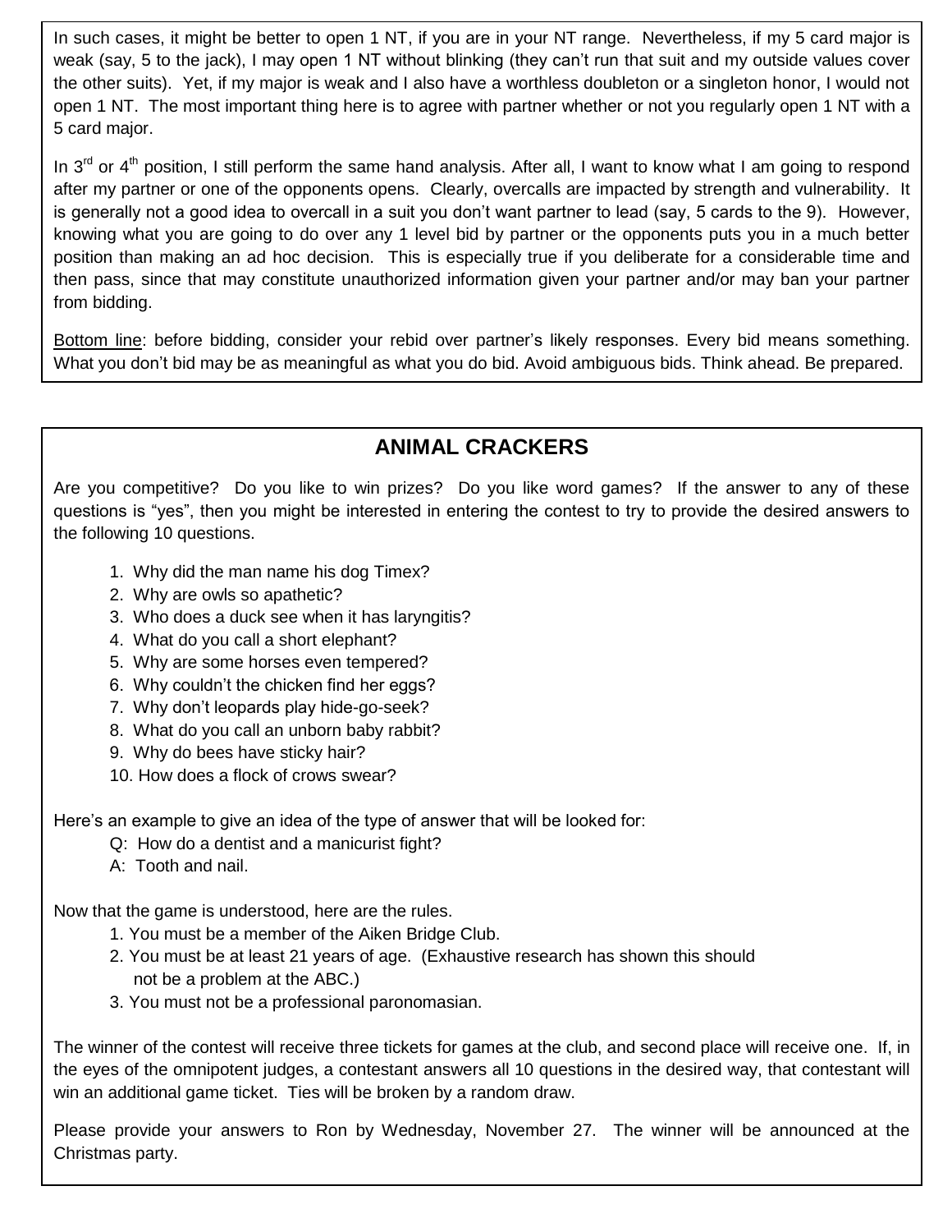In such cases, it might be better to open 1 NT, if you are in your NT range. Nevertheless, if my 5 card major is weak (say, 5 to the jack), I may open 1 NT without blinking (they can't run that suit and my outside values cover the other suits). Yet, if my major is weak and I also have a worthless doubleton or a singleton honor, I would not open 1 NT. The most important thing here is to agree with partner whether or not you regularly open 1 NT with a 5 card major.

In 3rd or 4th position, I still perform the same hand analysis. After all, I want to know what I am going to respond after my partner or one of the opponents opens. Clearly, overcalls are impacted by strength and vulnerability. It is generally not a good idea to overcall in a suit you don't want partner to lead (say, 5 cards to the 9). However, knowing what you are going to do over any 1 level bid by partner or the opponents puts you in a much better position than making an ad hoc decision. This is especially true if you deliberate for a considerable time and then pass, since that may constitute unauthorized information given your partner and/or may ban your partner from bidding.

Bottom line: before bidding, consider your rebid over partner's likely responses. Every bid means something. What you don't bid may be as meaningful as what you do bid. Avoid ambiguous bids. Think ahead. Be prepared.

## ANIMAL CRACKERS

Are you competitive? Do you like to win prizes? Do you like word games? If the answer to any of these questions is "yes", then you might be interested in entering the contest to try to provide the desired answers to the following 10 questions.

1. Why did the man name his dog Timex?
2. Why are owls so apathetic?
3. Who does a duck see when it has laryngitis?
4. What do you call a short elephant?
5. Why are some horses even tempered?
6. Why couldn't the chicken find her eggs?
7. Why don't leopards play hide-go-seek?
8. What do you call an unborn baby rabbit?
9. Why do bees have sticky hair?
10. How does a flock of crows swear?

Here's an example to give an idea of the type of answer that will be looked for:

Q: How do a dentist and a manicurist fight?
A: Tooth and nail.

Now that the game is understood, here are the rules.

1. You must be a member of the Aiken Bridge Club.
2. You must be at least 21 years of age. (Exhaustive research has shown this should not be a problem at the ABC.)
3. You must not be a professional paronomasian.

The winner of the contest will receive three tickets for games at the club, and second place will receive one. If, in the eyes of the omnipotent judges, a contestant answers all 10 questions in the desired way, that contestant will win an additional game ticket. Ties will be broken by a random draw.

Please provide your answers to Ron by Wednesday, November 27. The winner will be announced at the Christmas party.